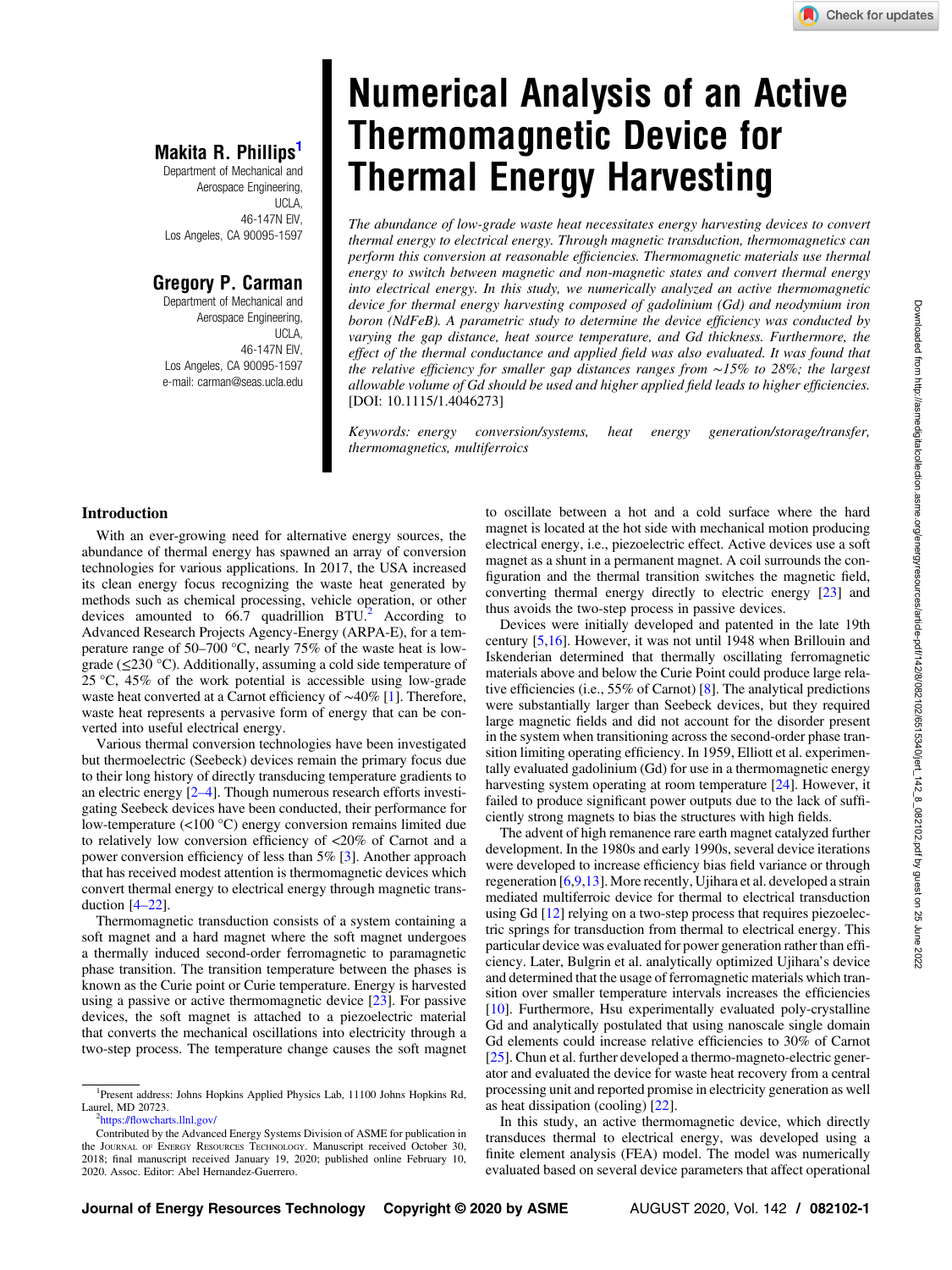# Numerical Analysis of an Active Thermomagnetic Device for Thermal Energy Harvesting

**Makita R. Phillips**[1]
Department of Mechanical and Aerospace Engineering, UCLA, 46-147N EIV, Los Angeles, CA 90095-1597

**Gregory P. Carman**
Department of Mechanical and Aerospace Engineering, UCLA, 46-147N EIV, Los Angeles, CA 90095-1597
e-mail: carman@seas.ucla.edu

*The abundance of low-grade waste heat necessitates energy harvesting devices to convert thermal energy to electrical energy. Through magnetic transduction, thermomagnetics can perform this conversion at reasonable efficiencies. Thermomagnetic materials use thermal energy to switch between magnetic and non-magnetic states and convert thermal energy into electrical energy. In this study, we numerically analyzed an active thermomagnetic device for thermal energy harvesting composed of gadolinium (Gd) and neodymium iron boron (NdFeB). A parametric study to determine the device efficiency was conducted by varying the gap distance, heat source temperature, and Gd thickness. Furthermore, the effect of the thermal conductance and applied field was also evaluated. It was found that the relative efficiency for smaller gap distances ranges from ~15% to 28%; the largest allowable volume of Gd should be used and higher applied field leads to higher efficiencies.* [DOI: 10.1115/1.4046273]

*Keywords: energy conversion/systems, heat energy generation/storage/transfer, thermomagnetics, multiferroics*

## Introduction

With an ever-growing need for alternative energy sources, the abundance of thermal energy has spawned an array of conversion technologies for various applications. In 2017, the USA increased its clean energy focus recognizing the waste heat generated by methods such as chemical processing, vehicle operation, or other devices amounted to 66.7 quadrillion BTU.[2] According to Advanced Research Projects Agency-Energy (ARPA-E), for a temperature range of 50–700 °C, nearly 75% of the waste heat is low-grade (≤230 °C). Additionally, assuming a cold side temperature of 25 °C, 45% of the work potential is accessible using low-grade waste heat converted at a Carnot efficiency of ~40% [1]. Therefore, waste heat represents a pervasive form of energy that can be converted into useful electrical energy.

Various thermal conversion technologies have been investigated but thermoelectric (Seebeck) devices remain the primary focus due to their long history of directly transducing temperature gradients to an electric energy [2–4]. Though numerous research efforts investigating Seebeck devices have been conducted, their performance for low-temperature (<100 °C) energy conversion remains limited due to relatively low conversion efficiency of <20% of Carnot and a power conversion efficiency of less than 5% [3]. Another approach that has received modest attention is thermomagnetic devices which convert thermal energy to electrical energy through magnetic transduction [4–22].

Thermomagnetic transduction consists of a system containing a soft magnet and a hard magnet where the soft magnet undergoes a thermally induced second-order ferromagnetic to paramagnetic phase transition. The transition temperature between the phases is known as the Curie point or Curie temperature. Energy is harvested using a passive or active thermomagnetic device [23]. For passive devices, the soft magnet is attached to a piezoelectric material that converts the mechanical oscillations into electricity through a two-step process. The temperature change causes the soft magnet to oscillate between a hot and a cold surface where the hard magnet is located at the hot side with mechanical motion producing electrical energy, i.e., piezoelectric effect. Active devices use a soft magnet as a shunt in a permanent magnet. A coil surrounds the configuration and the thermal transition switches the magnetic field, converting thermal energy directly to electric energy [23] and thus avoids the two-step process in passive devices.

Devices were initially developed and patented in the late 19th century [5,16]. However, it was not until 1948 when Brillouin and Iskenderian determined that thermally oscillating ferromagnetic materials above and below the Curie Point could produce large relative efficiencies (i.e., 55% of Carnot) [8]. The analytical predictions were substantially larger than Seebeck devices, but they required large magnetic fields and did not account for the disorder present in the system when transitioning across the second-order phase transition limiting operating efficiency. In 1959, Elliott et al. experimentally evaluated gadolinium (Gd) for use in a thermomagnetic energy harvesting system operating at room temperature [24]. However, it failed to produce significant power outputs due to the lack of sufficiently strong magnets to bias the structures with high fields.

The advent of high remanence rare earth magnet catalyzed further development. In the 1980s and early 1990s, several device iterations were developed to increase efficiency bias field variance or through regeneration [6,9,13]. More recently, Ujihara et al. developed a strain mediated multiferroic device for thermal to electrical transduction using Gd [12] relying on a two-step process that requires piezoelectric springs for transduction from thermal to electrical energy. This particular device was evaluated for power generation rather than efficiency. Later, Bulgrin et al. analytically optimized Ujihara's device and determined that the usage of ferromagnetic materials which transition over smaller temperature intervals increases the efficiencies [10]. Furthermore, Hsu experimentally evaluated poly-crystalline Gd and analytically postulated that using nanoscale single domain Gd elements could increase relative efficiencies to 30% of Carnot [25]. Chun et al. further developed a thermo-magneto-electric generator and evaluated the device for waste heat recovery from a central processing unit and reported promise in electricity generation as well as heat dissipation (cooling) [22].

In this study, an active thermomagnetic device, which directly transduces thermal to electrical energy, was developed using a finite element analysis (FEA) model. The model was numerically evaluated based on several device parameters that affect operational

---

[1] Present address: Johns Hopkins Applied Physics Lab, 11100 Johns Hopkins Rd, Laurel, MD 20723.

[2] https://flowcharts.llnl.gov/

Contributed by the Advanced Energy Systems Division of ASME for publication in the Journal of Energy Resources Technology. Manuscript received October 30, 2018; final manuscript received January 19, 2020; published online February 10, 2020. Assoc. Editor: Abel Hernandez-Guerrero.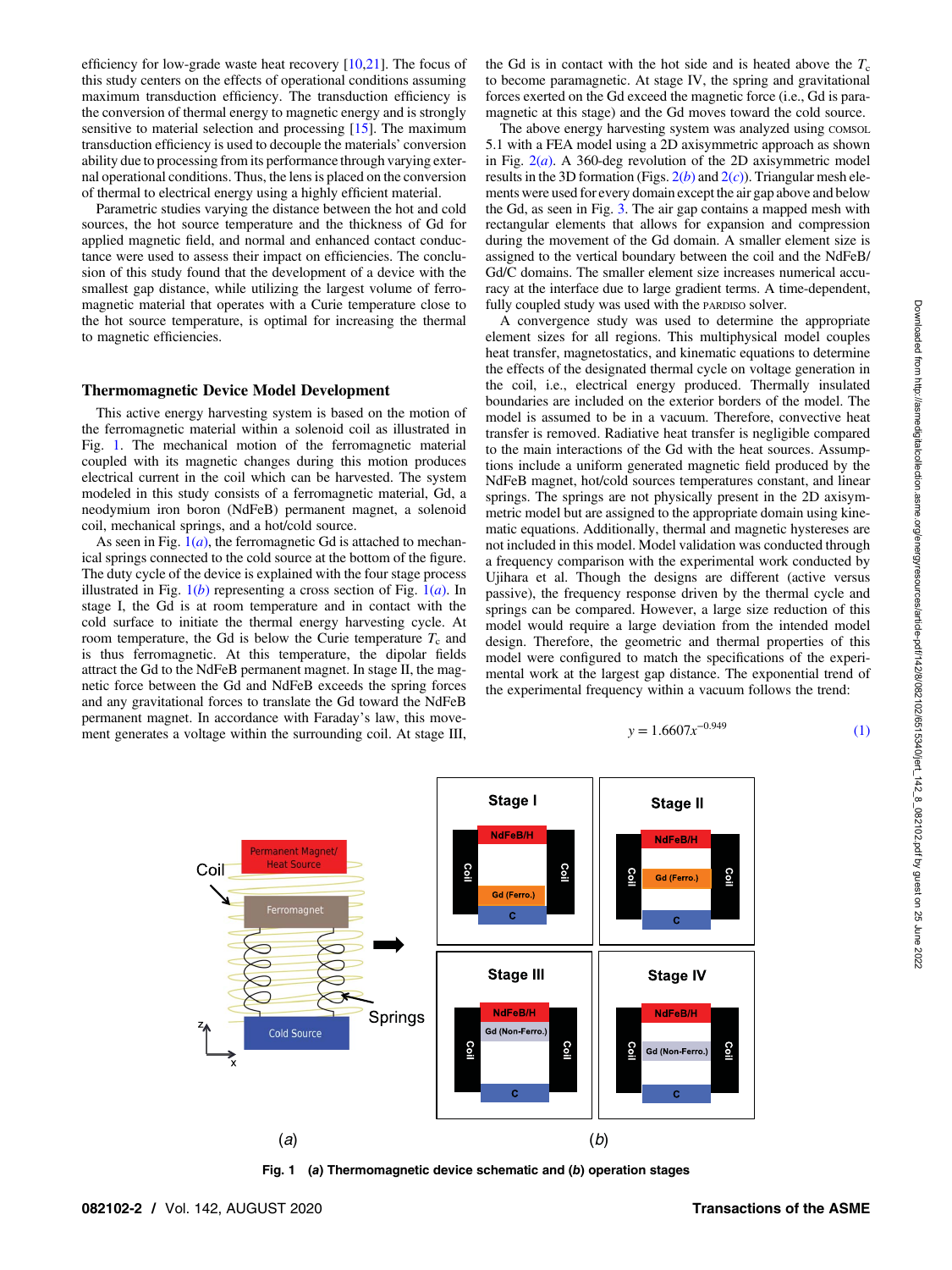efficiency for low-grade waste heat recovery [10,21]. The focus of this study centers on the effects of operational conditions assuming maximum transduction efficiency. The transduction efficiency is the conversion of thermal energy to magnetic energy and is strongly sensitive to material selection and processing [15]. The maximum transduction efficiency is used to decouple the materials' conversion ability due to processing from its performance through varying external operational conditions. Thus, the lens is placed on the conversion of thermal to electrical energy using a highly efficient material.

Parametric studies varying the distance between the hot and cold sources, the hot source temperature and the thickness of Gd for applied magnetic field, and normal and enhanced contact conductance were used to assess their impact on efficiencies. The conclusion of this study found that the development of a device with the smallest gap distance, while utilizing the largest volume of ferromagnetic material that operates with a Curie temperature close to the hot source temperature, is optimal for increasing the thermal to magnetic efficiencies.

## Thermomagnetic Device Model Development

This active energy harvesting system is based on the motion of the ferromagnetic material within a solenoid coil as illustrated in Fig. 1. The mechanical motion of the ferromagnetic material coupled with its magnetic changes during this motion produces electrical current in the coil which can be harvested. The system modeled in this study consists of a ferromagnetic material, Gd, a neodymium iron boron (NdFeB) permanent magnet, a solenoid coil, mechanical springs, and a hot/cold source.

As seen in Fig. 1(*a*), the ferromagnetic Gd is attached to mechanical springs connected to the cold source at the bottom of the figure. The duty cycle of the device is explained with the four stage process illustrated in Fig. 1(*b*) representing a cross section of Fig. 1(*a*). In stage I, the Gd is at room temperature and in contact with the cold surface to initiate the thermal energy harvesting cycle. At room temperature, the Gd is below the Curie temperature $T_c$ and is thus ferromagnetic. At this temperature, the dipolar fields attract the Gd to the NdFeB permanent magnet. In stage II, the magnetic force between the Gd and NdFeB exceeds the spring forces and any gravitational forces to translate the Gd toward the NdFeB permanent magnet. In accordance with Faraday's law, this movement generates a voltage within the surrounding coil. At stage III, the Gd is in contact with the hot side and is heated above the $T_c$ to become paramagnetic. At stage IV, the spring and gravitational forces exerted on the Gd exceed the magnetic force (i.e., Gd is paramagnetic at this stage) and the Gd moves toward the cold source.

The above energy harvesting system was analyzed using COMSOL 5.1 with a FEA model using a 2D axisymmetric approach as shown in Fig. 2(*a*). A 360-deg revolution of the 2D axisymmetric model results in the 3D formation (Figs. 2(*b*) and 2(*c*)). Triangular mesh elements were used for every domain except the air gap above and below the Gd, as seen in Fig. 3. The air gap contains a mapped mesh with rectangular elements that allows for expansion and compression during the movement of the Gd domain. A smaller element size is assigned to the vertical boundary between the coil and the NdFeB/Gd/C domains. The smaller element size increases numerical accuracy at the interface due to large gradient terms. A time-dependent, fully coupled study was used with the PARDISO solver.

A convergence study was used to determine the appropriate element sizes for all regions. This multiphysical model couples heat transfer, magnetostatics, and kinematic equations to determine the effects of the designated thermal cycle on voltage generation in the coil, i.e., electrical energy produced. Thermally insulated boundaries are included on the exterior borders of the model. The model is assumed to be in a vacuum. Therefore, convective heat transfer is removed. Radiative heat transfer is negligible compared to the main interactions of the Gd with the heat sources. Assumptions include a uniform generated magnetic field produced by the NdFeB magnet, hot/cold sources temperatures constant, and linear springs. The springs are not physically present in the 2D axisymmetric model but are assigned to the appropriate domain using kinematic equations. Additionally, thermal and magnetic hystereses are not included in this model. Model validation was conducted through a frequency comparison with the experimental work conducted by Ujihara et al. Though the designs are different (active versus passive), the frequency response driven by the thermal cycle and springs can be compared. However, a large size reduction of this model would require a large deviation from the intended model design. Therefore, the geometric and thermal properties of this model were configured to match the specifications of the experimental work at the largest gap distance. The exponential trend of the experimental frequency within a vacuum follows the trend:

$$y = 1.6607x^{-0.949} \tag{1}$$

**Fig. 1 (*a*) Thermomagnetic device schematic and (*b*) operation stages**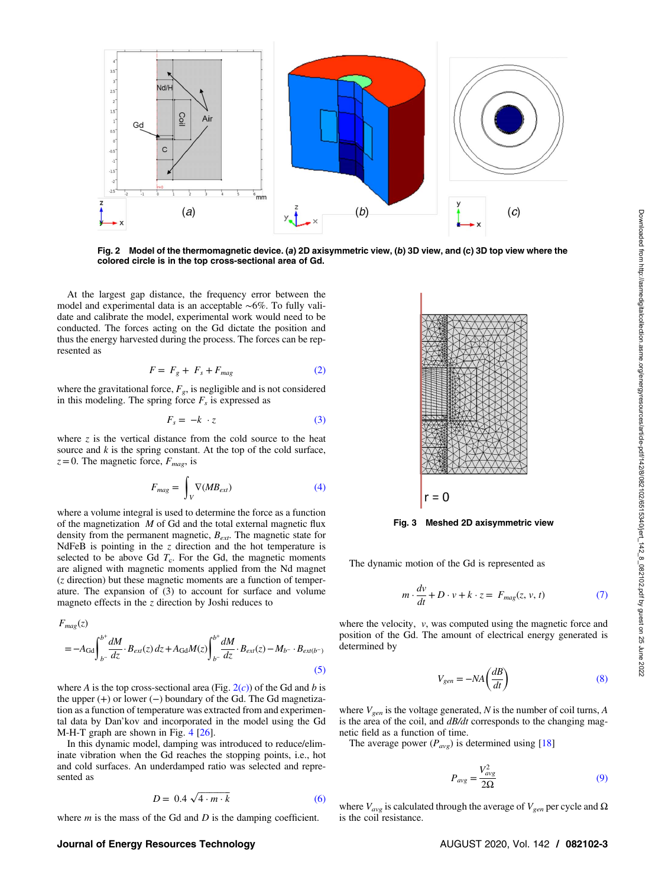Fig. 2 Model of the thermomagnetic device. (*a*) 2D axisymmetric view, (*b*) 3D view, and (c) 3D top view where the colored circle is in the top cross-sectional area of Gd.

At the largest gap distance, the frequency error between the model and experimental data is an acceptable ~6%. To fully validate and calibrate the model, experimental work would need to be conducted. The forces acting on the Gd dictate the position and thus the energy harvested during the process. The forces can be represented as

$$F = F_g + F_s + F_{mag} \tag{2}$$

where the gravitational force, $F_g$, is negligible and is not considered in this modeling. The spring force $F_s$ is expressed as

$$F_s = -k \cdot z \tag{3}$$

where $z$ is the vertical distance from the cold source to the heat source and $k$ is the spring constant. At the top of the cold surface, $z = 0$. The magnetic force, $F_{mag}$, is

$$F_{mag} = \int_V \nabla (MB_{ext}) \tag{4}$$

where a volume integral is used to determine the force as a function of the magnetization $M$ of Gd and the total external magnetic flux density from the permanent magnetic, $B_{ext}$. The magnetic state for NdFeB is pointing in the $z$ direction and the hot temperature is selected to be above Gd $T_c$. For the Gd, the magnetic moments are aligned with magnetic moments applied from the Nd magnet ($z$ direction) but these magnetic moments are a function of temperature. The expansion of (3) to account for surface and volume magneto effects in the $z$ direction by Joshi reduces to

$$F_{mag}(z) = -A_{\text{Gd}} \int_{b^-}^{b^+} \frac{dM}{dz} \cdot B_{ext}(z)\, dz + A_{\text{Gd}} M(z) \int_{b^-}^{b^+} \frac{dM}{dz} \cdot B_{ext}(z) - M_{b^-} \cdot B_{ext(b^-)} \tag{5}$$

where $A$ is the top cross-sectional area (Fig. 2(*c*)) of the Gd and $b$ is the upper (+) or lower (−) boundary of the Gd. The Gd magnetization as a function of temperature was extracted from experimental data by Dan'kov and incorporated in the model using the Gd M-H-T graph are shown in Fig. 4 [26].

In this dynamic model, damping was introduced to reduce/eliminate vibration when the Gd reaches the stopping points, i.e., hot and cold surfaces. An underdamped ratio was selected and represented as

$$D = 0.4\sqrt{4 \cdot m \cdot k} \tag{6}$$

where $m$ is the mass of the Gd and $D$ is the damping coefficient.

Fig. 3 Meshed 2D axisymmetric view

The dynamic motion of the Gd is represented as

$$m \cdot \frac{dv}{dt} + D \cdot v + k \cdot z = F_{mag}(z, v, t) \tag{7}$$

where the velocity, $v$, was computed using the magnetic force and position of the Gd. The amount of electrical energy generated is determined by

$$V_{gen} = -NA\left(\frac{dB}{dt}\right) \tag{8}$$

where $V_{gen}$ is the voltage generated, $N$ is the number of coil turns, $A$ is the area of the coil, and $dB/dt$ corresponds to the changing magnetic field as a function of time.

The average power ($P_{avg}$) is determined using [18]

$$P_{avg} = \frac{V_{avg}^2}{2\Omega} \tag{9}$$

where $V_{avg}$ is calculated through the average of $V_{gen}$ per cycle and $\Omega$ is the coil resistance.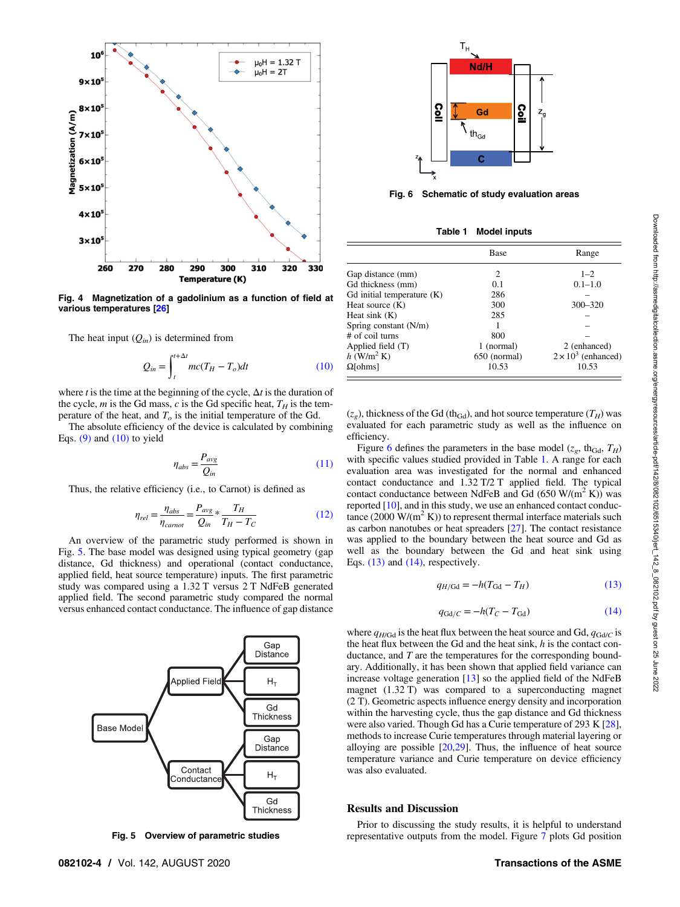Fig. 4 Magnetization of a gadolinium as a function of field at various temperatures [26]

The heat input ($Q_{in}$) is determined from

$$Q_{in} = \int_{t}^{t+\Delta t} mc(T_H - T_o)dt \tag{10}$$

where $t$ is the time at the beginning of the cycle, $\Delta t$ is the duration of the cycle, $m$ is the Gd mass, $c$ is the Gd specific heat, $T_H$ is the temperature of the heat, and $T_o$ is the initial temperature of the Gd.

The absolute efficiency of the device is calculated by combining Eqs. (9) and (10) to yield

$$\eta_{abs} = \frac{P_{avg}}{Q_{in}} \tag{11}$$

Thus, the relative efficiency (i.e., to Carnot) is defined as

$$\eta_{rel} = \frac{\eta_{abs}}{\eta_{carnot}} = \frac{P_{avg}}{Q_{in}} * \frac{T_H}{T_H - T_C} \tag{12}$$

An overview of the parametric study performed is shown in Fig. 5. The base model was designed using typical geometry (gap distance, Gd thickness) and operational (contact conductance, applied field, heat source temperature) inputs. The first parametric study was compared using a 1.32 T versus 2 T NdFeB generated applied field. The second parametric study compared the normal versus enhanced contact conductance. The influence of gap distance ($z_g$), thickness of the Gd ($th_{Gd}$), and hot source temperature ($T_H$) was evaluated for each parametric study as well as the influence on efficiency.

Fig. 5 Overview of parametric studies

Fig. 6 Schematic of study evaluation areas

Table 1 Model inputs

| | Base | Range |
|---|---|---|
| Gap distance (mm) | 2 | 1–2 |
| Gd thickness (mm) | 0.1 | 0.1–1.0 |
| Gd initial temperature (K) | 286 | – |
| Heat source (K) | 300 | 300–320 |
| Heat sink (K) | 285 | – |
| Spring constant (N/m) | 1 | – |
| # of coil turns | 800 | – |
| Applied field (T) | 1 (normal) | 2 (enhanced) |
| $h$ (W/m$^2$ K) | 650 (normal) | $2 \times 10^3$ (enhanced) |
| $\Omega$[ohms] | 10.53 | 10.53 |

Figure 6 defines the parameters in the base model ($z_g$, $th_{Gd}$, $T_H$) with specific values studied provided in Table 1. A range for each evaluation area was investigated for the normal and enhanced contact conductance and 1.32 T/2 T applied field. The typical contact conductance between NdFeB and Gd (650 W/(m$^2$ K)) was reported [10], and in this study, we use an enhanced contact conductance (2000 W/(m$^2$ K)) to represent thermal interface materials such as carbon nanotubes or heat spreaders [27]. The contact resistance was applied to the boundary between the heat source and Gd as well as the boundary between the Gd and heat sink using Eqs. (13) and (14), respectively.

$$q_{H/\text{Gd}} = -h(T_{\text{Gd}} - T_H) \tag{13}$$

$$q_{\text{Gd}/C} = -h(T_C - T_{\text{Gd}}) \tag{14}$$

where $q_{H/\text{Gd}}$ is the heat flux between the heat source and Gd, $q_{\text{Gd}/C}$ is the heat flux between the Gd and the heat sink, $h$ is the contact conductance, and $T$ are the temperatures for the corresponding boundary. Additionally, it has been shown that applied field variance can increase voltage generation [13] so the applied field of the NdFeB magnet (1.32 T) was compared to a superconducting magnet (2 T). Geometric aspects influence energy density and incorporation within the harvesting cycle, thus the gap distance and Gd thickness were also varied. Though Gd has a Curie temperature of 293 K [28], methods to increase Curie temperatures through material layering or alloying are possible [20,29]. Thus, the influence of heat source temperature variance and Curie temperature on device efficiency was also evaluated.

## Results and Discussion

Prior to discussing the study results, it is helpful to understand representative outputs from the model. Figure 7 plots Gd position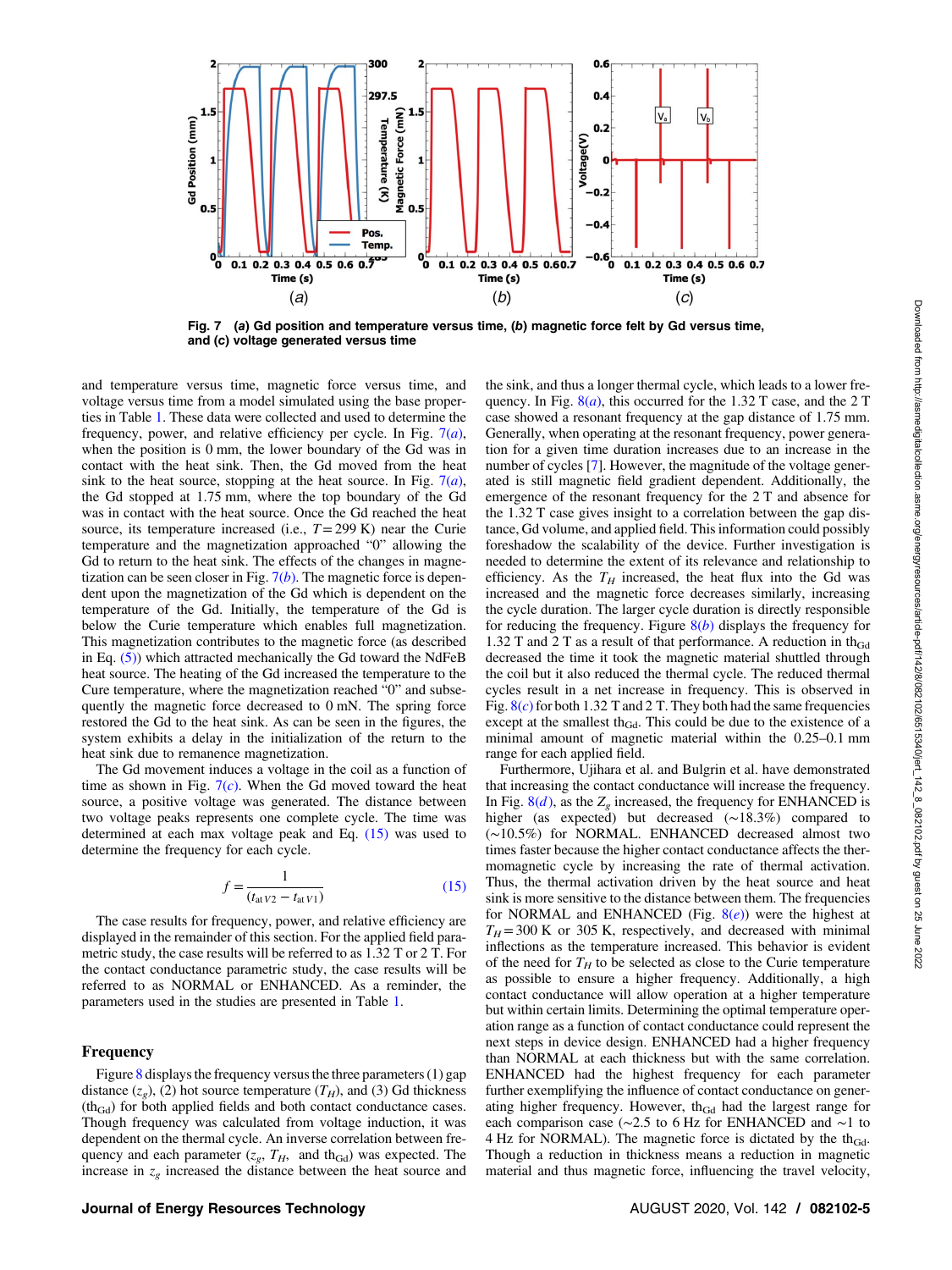Fig. 7 (*a*) Gd position and temperature versus time, (*b*) magnetic force felt by Gd versus time, and (c) voltage generated versus time

and temperature versus time, magnetic force versus time, and voltage versus time from a model simulated using the base properties in Table 1. These data were collected and used to determine the frequency, power, and relative efficiency per cycle. In Fig. 7(*a*), when the position is 0 mm, the lower boundary of the Gd was in contact with the heat sink. Then, the Gd moved from the heat sink to the heat source, stopping at the heat source. In Fig. 7(*a*), the Gd stopped at 1.75 mm, where the top boundary of the Gd was in contact with the heat source. Once the Gd reached the heat source, its temperature increased (i.e., $T = 299$ K) near the Curie temperature and the magnetization approached "0" allowing the Gd to return to the heat sink. The effects of the changes in magnetization can be seen closer in Fig. 7(*b*). The magnetic force is dependent upon the magnetization of the Gd which is dependent on the temperature of the Gd. Initially, the temperature of the Gd is below the Curie temperature which enables full magnetization. This magnetization contributes to the magnetic force (as described in Eq. (5)) which attracted mechanically the Gd toward the NdFeB heat source. The heating of the Gd increased the temperature to the Cure temperature, where the magnetization reached "0" and subsequently the magnetic force decreased to 0 mN. The spring force restored the Gd to the heat sink. As can be seen in the figures, the system exhibits a delay in the initialization of the return to the heat sink due to remanence magnetization.

The Gd movement induces a voltage in the coil as a function of time as shown in Fig. 7(*c*). When the Gd moved toward the heat source, a positive voltage was generated. The distance between two voltage peaks represents one complete cycle. The time was determined at each max voltage peak and Eq. (15) was used to determine the frequency for each cycle.

$$f = \frac{1}{(t_{\text{at }V2} - t_{\text{at }V1})} \tag{15}$$

The case results for frequency, power, and relative efficiency are displayed in the remainder of this section. For the applied field parametric study, the case results will be referred to as 1.32 T or 2 T. For the contact conductance parametric study, the case results will be referred to as NORMAL or ENHANCED. As a reminder, the parameters used in the studies are presented in Table 1.

## Frequency

Figure 8 displays the frequency versus the three parameters (1) gap distance ($z_g$), (2) hot source temperature ($T_H$), and (3) Gd thickness ($\text{th}_{\text{Gd}}$) for both applied fields and both contact conductance cases. Though frequency was calculated from voltage induction, it was dependent on the thermal cycle. An inverse correlation between frequency and each parameter ($z_g$, $T_H$, and $\text{th}_{\text{Gd}}$) was expected. The increase in $z_g$ increased the distance between the heat source and the sink, and thus a longer thermal cycle, which leads to a lower frequency. In Fig. 8(*a*), this occurred for the 1.32 T case, and the 2 T case showed a resonant frequency at the gap distance of 1.75 mm. Generally, when operating at the resonant frequency, power generation for a given time duration increases due to an increase in the number of cycles [7]. However, the magnitude of the voltage generated is still magnetic field gradient dependent. Additionally, the emergence of the resonant frequency for the 2 T and absence for the 1.32 T case gives insight to a correlation between the gap distance, Gd volume, and applied field. This information could possibly foreshadow the scalability of the device. Further investigation is needed to determine the extent of its relevance and relationship to efficiency. As the $T_H$ increased, the heat flux into the Gd was increased and the magnetic force decreases similarly, increasing the cycle duration. The larger cycle duration is directly responsible for reducing the frequency. Figure 8(*b*) displays the frequency for 1.32 T and 2 T as a result of that performance. A reduction in $\text{th}_{\text{Gd}}$ decreased the time it took the magnetic material shuttled through the coil but it also reduced the thermal cycle. The reduced thermal cycles result in a net increase in frequency. This is observed in Fig. 8(*c*) for both 1.32 T and 2 T. They both had the same frequencies except at the smallest $\text{th}_{\text{Gd}}$. This could be due to the existence of a minimal amount of magnetic material within the 0.25–0.1 mm range for each applied field.

Furthermore, Ujihara et al. and Bulgrin et al. have demonstrated that increasing the contact conductance will increase the frequency. In Fig. 8(*d*), as the $Z_g$ increased, the frequency for ENHANCED is higher (as expected) but decreased (~18.3%) compared to (~10.5%) for NORMAL. ENHANCED decreased almost two times faster because the higher contact conductance affects the thermomagnetic cycle by increasing the rate of thermal activation. Thus, the thermal activation driven by the heat source and heat sink is more sensitive to the distance between them. The frequencies for NORMAL and ENHANCED (Fig. 8(*e*)) were the highest at $T_H = 300$ K or 305 K, respectively, and decreased with minimal inflections as the temperature increased. This behavior is evident of the need for $T_H$ to be selected as close to the Curie temperature as possible to ensure a higher frequency. Additionally, a high contact conductance will allow operation at a higher temperature but within certain limits. Determining the optimal temperature operation range as a function of contact conductance could represent the next steps in device design. ENHANCED had a higher frequency than NORMAL at each thickness but with the same correlation. ENHANCED had the highest frequency for each parameter further exemplifying the influence of contact conductance on generating higher frequency. However, $\text{th}_{\text{Gd}}$ had the largest range for each comparison case (~2.5 to 6 Hz for ENHANCED and ~1 to 4 Hz for NORMAL). The magnetic force is dictated by the $\text{th}_{\text{Gd}}$. Though a reduction in thickness means a reduction in magnetic material and thus magnetic force, influencing the travel velocity,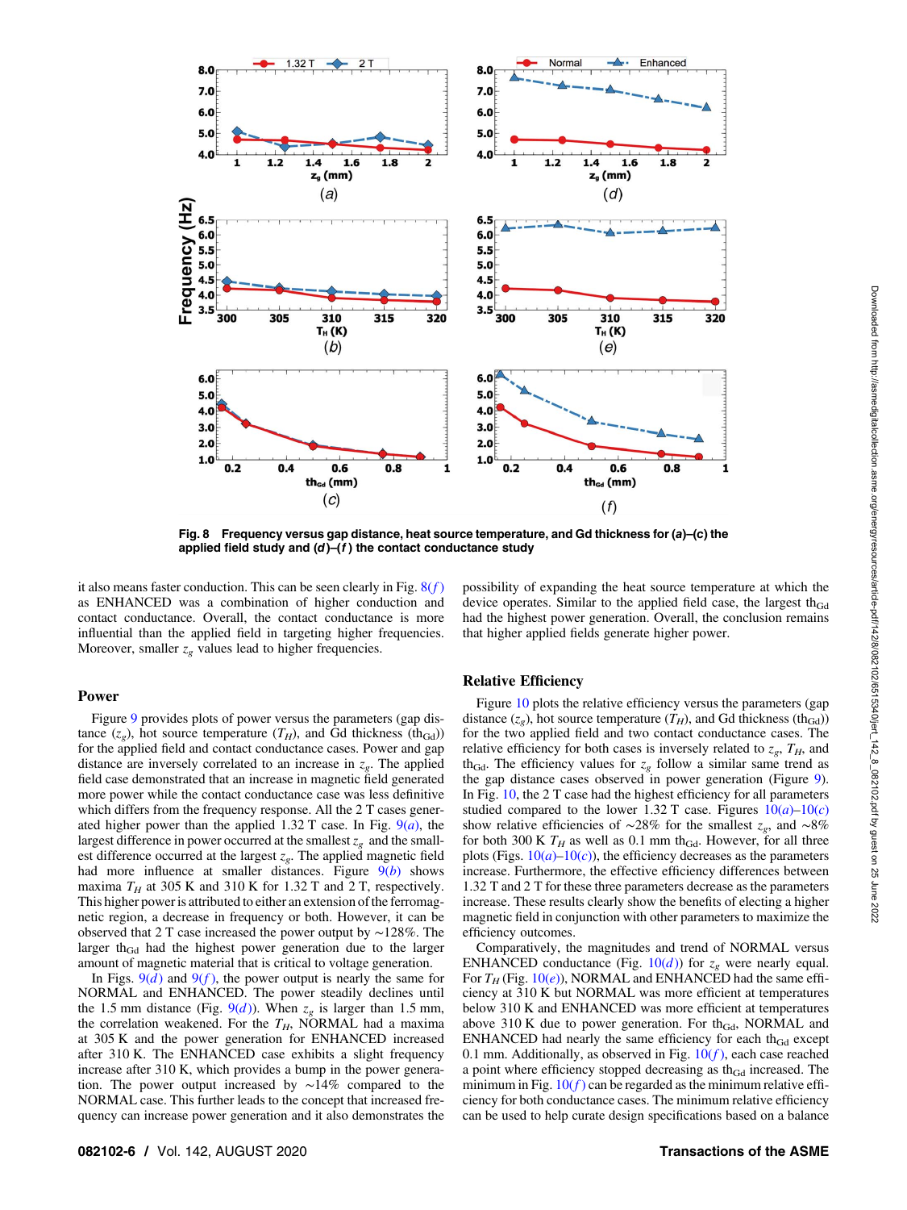Fig. 8 Frequency versus gap distance, heat source temperature, and Gd thickness for (a)–(c) the applied field study and (d)–(f) the contact conductance study

it also means faster conduction. This can be seen clearly in Fig. 8(f) as ENHANCED was a combination of higher conduction and contact conductance. Overall, the contact conductance is more influential than the applied field in targeting higher frequencies. Moreover, smaller $z_g$ values lead to higher frequencies.

## Power

Figure 9 provides plots of power versus the parameters (gap distance ($z_g$), hot source temperature ($T_H$), and Gd thickness ($th_{Gd}$)) for the applied field and contact conductance cases. Power and gap distance are inversely correlated to an increase in $z_g$. The applied field case demonstrated that an increase in magnetic field generated more power while the contact conductance case was less definitive which differs from the frequency response. All the 2 T cases generated higher power than the applied 1.32 T case. In Fig. 9(a), the largest difference in power occurred at the smallest $z_g$ and the smallest difference occurred at the largest $z_g$. The applied magnetic field had more influence at smaller distances. Figure 9(b) shows maxima $T_H$ at 305 K and 310 K for 1.32 T and 2 T, respectively. This higher power is attributed to either an extension of the ferromagnetic region, a decrease in frequency or both. However, it can be observed that 2 T case increased the power output by ∼128%. The larger $th_{Gd}$ had the highest power generation due to the larger amount of magnetic material that is critical to voltage generation.

In Figs. 9(d) and 9(f), the power output is nearly the same for NORMAL and ENHANCED. The power steadily declines until the 1.5 mm distance (Fig. 9(d)). When $z_g$ is larger than 1.5 mm, the correlation weakened. For the $T_H$, NORMAL had a maxima at 305 K and the power generation for ENHANCED increased after 310 K. The ENHANCED case exhibits a slight frequency increase after 310 K, which provides a bump in the power generation. The power output increased by ∼14% compared to the NORMAL case. This further leads to the concept that increased frequency can increase power generation and it also demonstrates the possibility of expanding the heat source temperature at which the device operates. Similar to the applied field case, the largest $th_{Gd}$ had the highest power generation. Overall, the conclusion remains that higher applied fields generate higher power.

## Relative Efficiency

Figure 10 plots the relative efficiency versus the parameters (gap distance ($z_g$), hot source temperature ($T_H$), and Gd thickness ($th_{Gd}$)) for the two applied field and two contact conductance cases. The relative efficiency for both cases is inversely related to $z_g$, $T_H$, and $th_{Gd}$. The efficiency values for $z_g$ follow a similar same trend as the gap distance cases observed in power generation (Figure 9). In Fig. 10, the 2 T case had the highest efficiency for all parameters studied compared to the lower 1.32 T case. Figures 10(a)–10(c) show relative efficiencies of ∼28% for the smallest $z_g$, and ∼8% for both 300 K $T_H$ as well as 0.1 mm $th_{Gd}$. However, for all three plots (Figs. 10(a)–10(c)), the efficiency decreases as the parameters increase. Furthermore, the effective efficiency differences between 1.32 T and 2 T for these three parameters decrease as the parameters increase. These results clearly show the benefits of electing a higher magnetic field in conjunction with other parameters to maximize the efficiency outcomes.

Comparatively, the magnitudes and trend of NORMAL versus ENHANCED conductance (Fig. 10(d)) for $z_g$ were nearly equal. For $T_H$ (Fig. 10(e)), NORMAL and ENHANCED had the same efficiency at 310 K but NORMAL was more efficient at temperatures below 310 K and ENHANCED was more efficient at temperatures above 310 K due to power generation. For $th_{Gd}$, NORMAL and ENHANCED had nearly the same efficiency for each $th_{Gd}$ except 0.1 mm. Additionally, as observed in Fig. 10(f), each case reached a point where efficiency stopped decreasing as $th_{Gd}$ increased. The minimum in Fig. 10(f) can be regarded as the minimum relative efficiency for both conductance cases. The minimum relative efficiency can be used to help curate design specifications based on a balance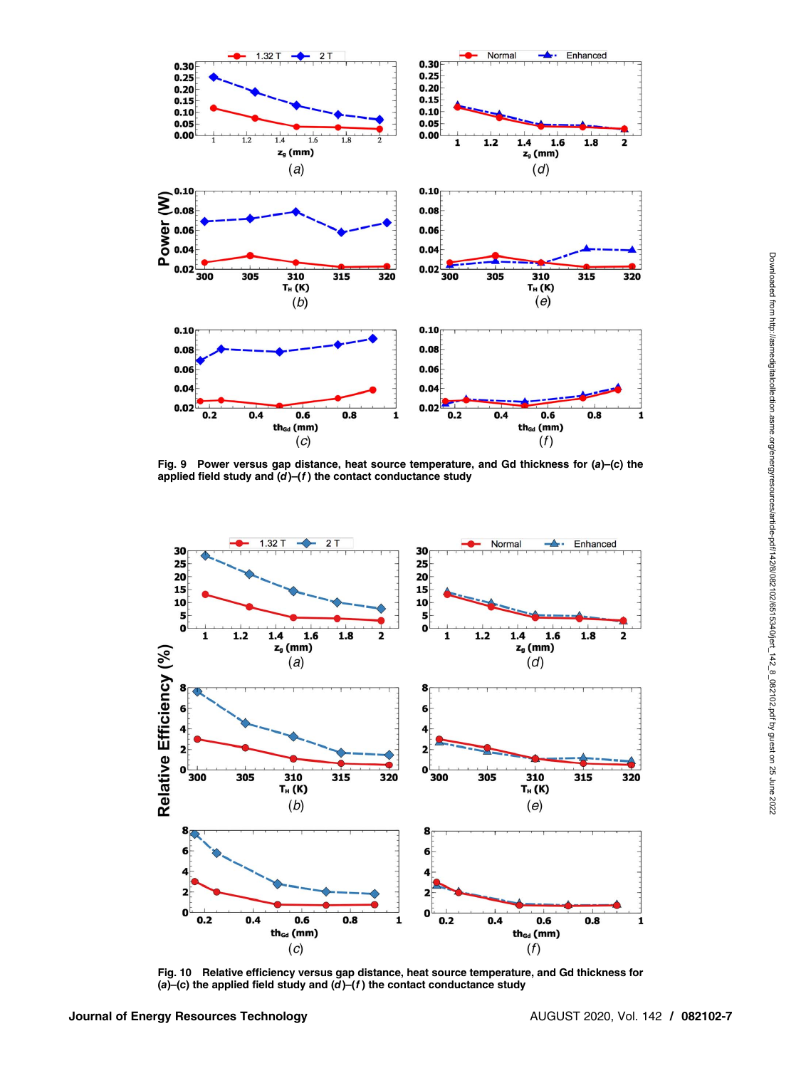Fig. 9 Power versus gap distance, heat source temperature, and Gd thickness for (*a*)–(*c*) the applied field study and (*d*)–(*f*) the contact conductance study

Fig. 10 Relative efficiency versus gap distance, heat source temperature, and Gd thickness for (*a*)–(*c*) the applied field study and (*d*)–(*f*) the contact conductance study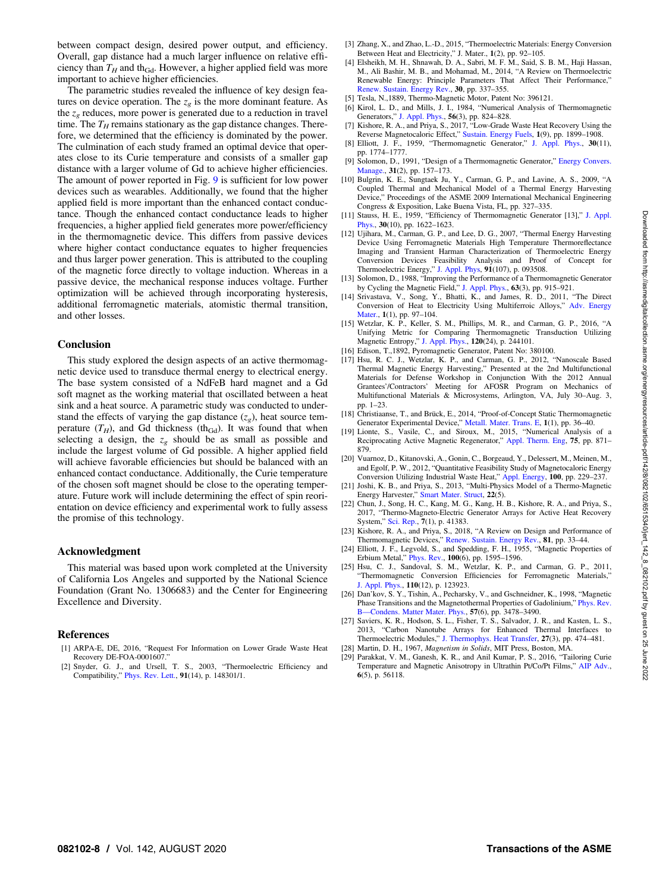between compact design, desired power output, and efficiency. Overall, gap distance had a much larger influence on relative efficiency than $T_H$ and $th_{Gd}$. However, a higher applied field was more important to achieve higher efficiencies.

The parametric studies revealed the influence of key design features on device operation. The $z_g$ is the more dominant feature. As the $z_g$ reduces, more power is generated due to a reduction in travel time. The $T_H$ remains stationary as the gap distance changes. Therefore, we determined that the efficiency is dominated by the power. The culmination of each study framed an optimal device that operates close to its Curie temperature and consists of a smaller gap distance with a larger volume of Gd to achieve higher efficiencies. The amount of power reported in Fig. 9 is sufficient for low power devices such as wearables. Additionally, we found that the higher applied field is more important than the enhanced contact conductance. Though the enhanced contact conductance leads to higher frequencies, a higher applied field generates more power/efficiency in the thermomagnetic device. This differs from passive devices where higher contact conductance equates to higher frequencies and thus larger power generation. This is attributed to the coupling of the magnetic force directly to voltage induction. Whereas in a passive device, the mechanical response induces voltage. Further optimization will be achieved through incorporating hysteresis, additional ferromagnetic materials, atomistic thermal transition, and other losses.

## Conclusion

This study explored the design aspects of an active thermomagnetic device used to transduce thermal energy to electrical energy. The base system consisted of a NdFeB hard magnet and a Gd soft magnet as the working material that oscillated between a heat sink and a heat source. A parametric study was conducted to understand the effects of varying the gap distance ($z_g$), heat source temperature ($T_H$), and Gd thickness ($th_{Gd}$). It was found that when selecting a design, the $z_g$ should be as small as possible and include the largest volume of Gd possible. A higher applied field will achieve favorable efficiencies but should be balanced with an enhanced contact conductance. Additionally, the Curie temperature of the chosen soft magnet should be close to the operating temperature. Future work will include determining the effect of spin reorientation on device efficiency and experimental work to fully assess the promise of this technology.

## Acknowledgment

This material was based upon work completed at the University of California Los Angeles and supported by the National Science Foundation (Grant No. 1306683) and the Center for Engineering Excellence and Diversity.

## References

[1] ARPA-E, DE, 2016, "Request For Information on Lower Grade Waste Heat Recovery DE-FOA-0001607."

[2] Snyder, G. J., and Ursell, T. S., 2003, "Thermoelectric Efficiency and Compatibility," Phys. Rev. Lett., **91**(14), p. 148301/1.

[3] Zhang, X., and Zhao, L.-D., 2015, "Thermoelectric Materials: Energy Conversion Between Heat and Electricity," J. Mater., **1**(2), pp. 92–105.

[4] Elsheikh, M. H., Shnawah, D. A., Sabri, M. F. M., Said, S. B. M., Haji Hassan, M., Ali Bashir, M. B., and Mohamad, M., 2014, "A Review on Thermoelectric Renewable Energy: Principle Parameters That Affect Their Performance," Renew. Sustain. Energy Rev., **30**, pp. 337–355.

[5] Tesla, N.,1889, Thermo-Magnetic Motor, Patent No: 396121.

[6] Kirol, L. D., and Mills, J. I., 1984, "Numerical Analysis of Thermomagnetic Generators," J. Appl. Phys., **56**(3), pp. 824–828.

[7] Kishore, R. A., and Priya, S., 2017, "Low-Grade Waste Heat Recovery Using the Reverse Magnetocaloric Effect," Sustain. Energy Fuels, **1**(9), pp. 1899–1908.

[8] Elliott, J. F., 1959, "Thermomagnetic Generator," J. Appl. Phys., **30**(11), pp. 1774–1777.

[9] Solomon, D., 1991, "Design of a Thermomagnetic Generator," Energy Convers. Manage., **31**(2), pp. 157–173.

[10] Bulgrin, K. E., Sungtaek Ju, Y., Carman, G. P., and Lavine, A. S., 2009, "A Coupled Thermal and Mechanical Model of a Thermal Energy Harvesting Device," Proceedings of the ASME 2009 International Mechanical Engineering Congress & Exposition, Lake Buena Vista, FL, pp. 327–335.

[11] Stauss, H. E., 1959, "Efficiency of Thermomagnetic Generator [13]," J. Appl. Phys., **30**(10), pp. 1622–1623.

[12] Ujihara, M., Carman, G. P., and Lee, D. G., 2007, "Thermal Energy Harvesting Device Using Ferromagnetic Materials High Temperature Thermoreflectance Imaging and Transient Harman Characterization of Thermoelectric Energy Conversion Devices Feasibility Analysis and Proof of Concept for Thermoelectric Energy," J. Appl. Phys, **91**(107), p. 093508.

[13] Solomon, D., 1988, "Improving the Performance of a Thermomagnetic Generator by Cycling the Magnetic Field," J. Appl. Phys., **63**(3), pp. 915–921.

[14] Srivastava, V., Song, Y., Bhatti, K., and James, R. D., 2011, "The Direct Conversion of Heat to Electricity Using Multiferroic Alloys," Adv. Energy Mater., **1**(1), pp. 97–104.

[15] Wetzlar, K. P., Keller, S. M., Phillips, M. R., and Carman, G. P., 2016, "A Unifying Metric for Comparing Thermomagnetic Transduction Utilizing Magnetic Entropy," J. Appl. Phys., **120**(24), p. 244101.

[16] Edison, T.,1892, Pyromagnetic Generator, Patent No: 380100.

[17] Hsu, R. C. J., Wetzlar, K. P., and Carman, G. P., 2012, "Nanoscale Based Thermal Magnetic Energy Harvesting," Presented at the 2nd Multifunctional Materials for Defense Workshop in Conjunction With the 2012 Annual Grantees'/Contractors' Meeting for AFOSR Program on Mechanics of Multifunctional Materials & Microsystems, Arlington, VA, July 30–Aug. 3, pp. 1–23.

[18] Christiaanse, T., and Brück, E., 2014, "Proof-of-Concept Static Thermomagnetic Generator Experimental Device," Metall. Mater. Trans. E, **1**(1), pp. 36–40.

[19] Lionte, S., Vasile, C., and Siroux, M., 2015, "Numerical Analysis of a Reciprocating Active Magnetic Regenerator," Appl. Therm. Eng, **75**, pp. 871–879.

[20] Vuarnoz, D., Kitanovski, A., Gonin, C., Borgeaud, Y., Delessert, M., Meinen, M., and Egolf, P. W., 2012, "Quantitative Feasibility Study of Magnetocaloric Energy Conversion Utilizing Industrial Waste Heat," Appl. Energy, **100**, pp. 229–237.

[21] Joshi, K. B., and Priya, S., 2013, "Multi-Physics Model of a Thermo-Magnetic Energy Harvester," Smart Mater. Struct, **22**(5).

[22] Chun, J., Song, H. C., Kang, M. G., Kang, H. B., Kishore, R. A., and Priya, S., 2017, "Thermo-Magneto-Electric Generator Arrays for Active Heat Recovery System," Sci. Rep., **7**(1), p. 41383.

[23] Kishore, R. A., and Priya, S., 2018, "A Review on Design and Performance of Thermomagnetic Devices," Renew. Sustain. Energy Rev., **81**, pp. 33–44.

[24] Elliott, J. F., Legvold, S., and Spedding, F. H., 1955, "Magnetic Properties of Erbium Metal," Phys. Rev., **100**(6), pp. 1595–1596.

[25] Hsu, C. J., Sandoval, S. M., Wetzlar, K. P., and Carman, G. P., 2011, "Thermomagnetic Conversion Efficiencies for Ferromagnetic Materials," J. Appl. Phys., **110**(12), p. 123923.

[26] Dan'kov, S. Y., Tishin, A., Pecharsky, V., and Gschneidner, K., 1998, "Magnetic Phase Transitions and the Magnetothermal Properties of Gadolinium," Phys. Rev. B—Condens. Matter Mater. Phys., **57**(6), pp. 3478–3490.

[27] Saviers, K. R., Hodson, S. L., Fisher, T. S., Salvador, J. R., and Kasten, L. S., 2013, "Carbon Nanotube Arrays for Enhanced Thermal Interfaces to Thermoelectric Modules," J. Thermophys. Heat Transfer, **27**(3), pp. 474–481.

[28] Martin, D. H., 1967, *Magnetism in Solids*, MIT Press, Boston, MA.

[29] Parakkat, V. M., Ganesh, K. R., and Anil Kumar, P. S., 2016, "Tailoring Curie Temperature and Magnetic Anisotropy in Ultrathin Pt/Co/Pt Films," AIP Adv., **6**(5), p. 56118.